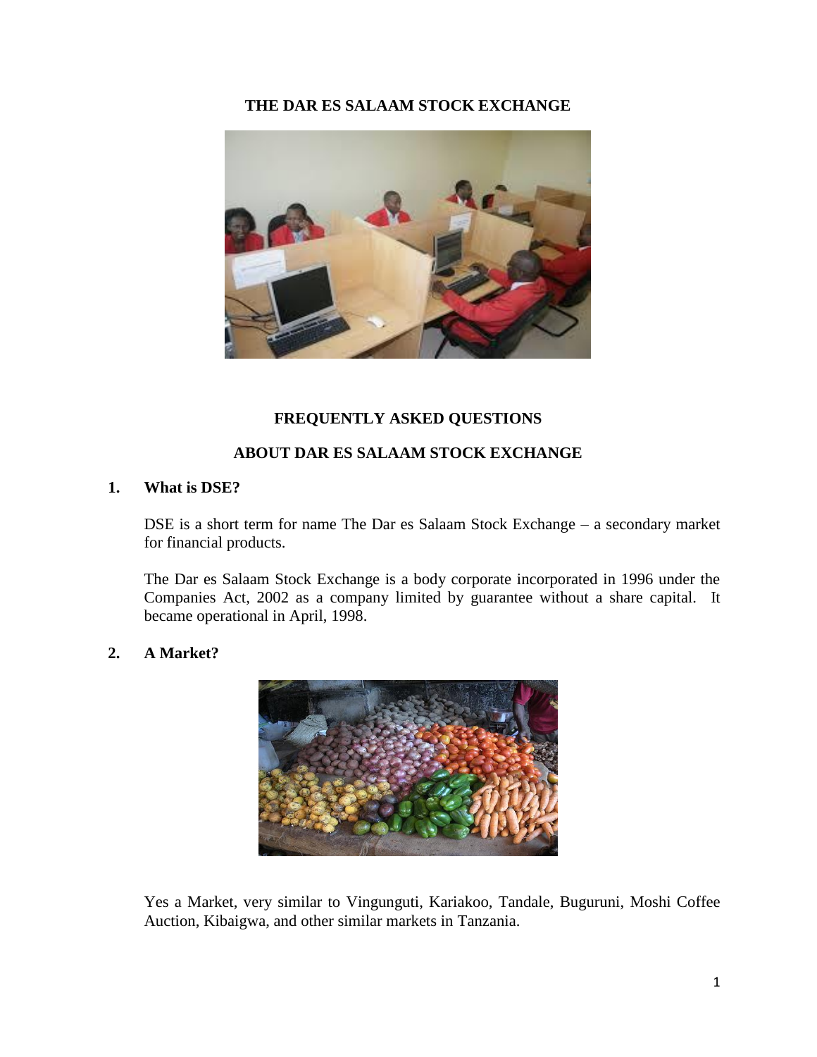# THE DAR ES SALAAM STOCK EXCHANGE

## FREQUENTLY ASKED QUESTIONS

## ABOUT DAR ES SALAAM STOCK EXCHANGE

### 1. What is DSE?

DSE is a short term for name The Dar es Salaam Stock Exchange – a secondary market for financial products.

The Dar es Salaam Stock Exchange is a body corporate incorporated in 1996 under the Companies Act, 2002 as a company limited by guarantee without a share capital. It became operational in April, 1998.

### 2. A Market?

Yes a Market, very similar to Vingunguti, Kariakoo, Tandale, Buguruni, Moshi Coffee Auction, Kibaigwa, and other similar markets in Tanzania.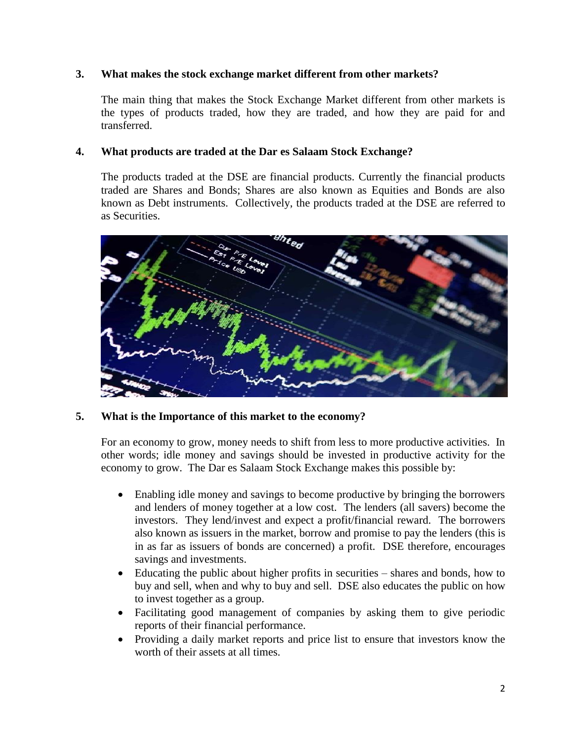### 3. What makes the stock exchange market different from other markets?

The main thing that makes the Stock Exchange Market different from other markets is the types of products traded, how they are traded, and how they are paid for and transferred.

### 4. What products are traded at the Dar es Salaam Stock Exchange?

The products traded at the DSE are financial products. Currently the financial products traded are Shares and Bonds; Shares are also known as Equities and Bonds are also known as Debt instruments. Collectively, the products traded at the DSE are referred to as Securities.

### 5. What is the Importance of this market to the economy?

For an economy to grow, money needs to shift from less to more productive activities. In other words; idle money and savings should be invested in productive activity for the economy to grow. The Dar es Salaam Stock Exchange makes this possible by:

- Enabling idle money and savings to become productive by bringing the borrowers and lenders of money together at a low cost. The lenders (all savers) become the investors. They lend/invest and expect a profit/financial reward. The borrowers also known as issuers in the market, borrow and promise to pay the lenders (this is in as far as issuers of bonds are concerned) a profit. DSE therefore, encourages savings and investments.
- Educating the public about higher profits in securities – shares and bonds, how to buy and sell, when and why to buy and sell. DSE also educates the public on how to invest together as a group.
- Facilitating good management of companies by asking them to give periodic reports of their financial performance.
- Providing a daily market reports and price list to ensure that investors know the worth of their assets at all times.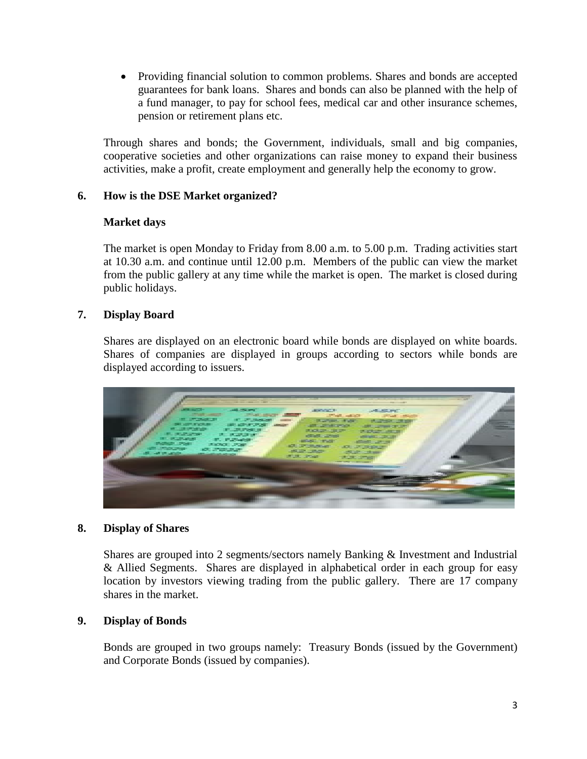- Providing financial solution to common problems. Shares and bonds are accepted guarantees for bank loans. Shares and bonds can also be planned with the help of a fund manager, to pay for school fees, medical car and other insurance schemes, pension or retirement plans etc.

Through shares and bonds; the Government, individuals, small and big companies, cooperative societies and other organizations can raise money to expand their business activities, make a profit, create employment and generally help the economy to grow.

## 6. How is the DSE Market organized?

**Market days**

The market is open Monday to Friday from 8.00 a.m. to 5.00 p.m. Trading activities start at 10.30 a.m. and continue until 12.00 p.m. Members of the public can view the market from the public gallery at any time while the market is open. The market is closed during public holidays.

## 7. Display Board

Shares are displayed on an electronic board while bonds are displayed on white boards. Shares of companies are displayed in groups according to sectors while bonds are displayed according to issuers.

## 8. Display of Shares

Shares are grouped into 2 segments/sectors namely Banking & Investment and Industrial & Allied Segments. Shares are displayed in alphabetical order in each group for easy location by investors viewing trading from the public gallery. There are 17 company shares in the market.

## 9. Display of Bonds

Bonds are grouped in two groups namely: Treasury Bonds (issued by the Government) and Corporate Bonds (issued by companies).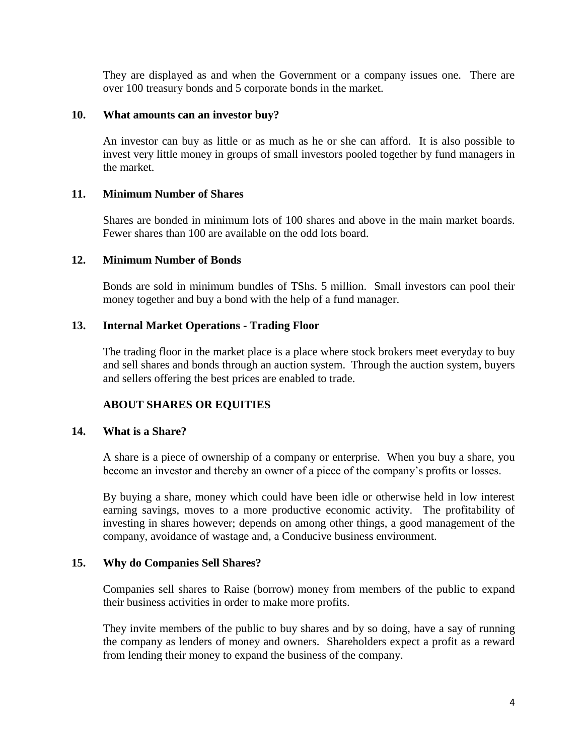They are displayed as and when the Government or a company issues one. There are over 100 treasury bonds and 5 corporate bonds in the market.

**10. What amounts can an investor buy?**

An investor can buy as little or as much as he or she can afford. It is also possible to invest very little money in groups of small investors pooled together by fund managers in the market.

**11. Minimum Number of Shares**

Shares are bonded in minimum lots of 100 shares and above in the main market boards. Fewer shares than 100 are available on the odd lots board.

**12. Minimum Number of Bonds**

Bonds are sold in minimum bundles of TShs. 5 million. Small investors can pool their money together and buy a bond with the help of a fund manager.

**13. Internal Market Operations - Trading Floor**

The trading floor in the market place is a place where stock brokers meet everyday to buy and sell shares and bonds through an auction system. Through the auction system, buyers and sellers offering the best prices are enabled to trade.

## ABOUT SHARES OR EQUITIES

**14. What is a Share?**

A share is a piece of ownership of a company or enterprise. When you buy a share, you become an investor and thereby an owner of a piece of the company's profits or losses.

By buying a share, money which could have been idle or otherwise held in low interest earning savings, moves to a more productive economic activity. The profitability of investing in shares however; depends on among other things, a good management of the company, avoidance of wastage and, a Conducive business environment.

**15. Why do Companies Sell Shares?**

Companies sell shares to Raise (borrow) money from members of the public to expand their business activities in order to make more profits.

They invite members of the public to buy shares and by so doing, have a say of running the company as lenders of money and owners. Shareholders expect a profit as a reward from lending their money to expand the business of the company.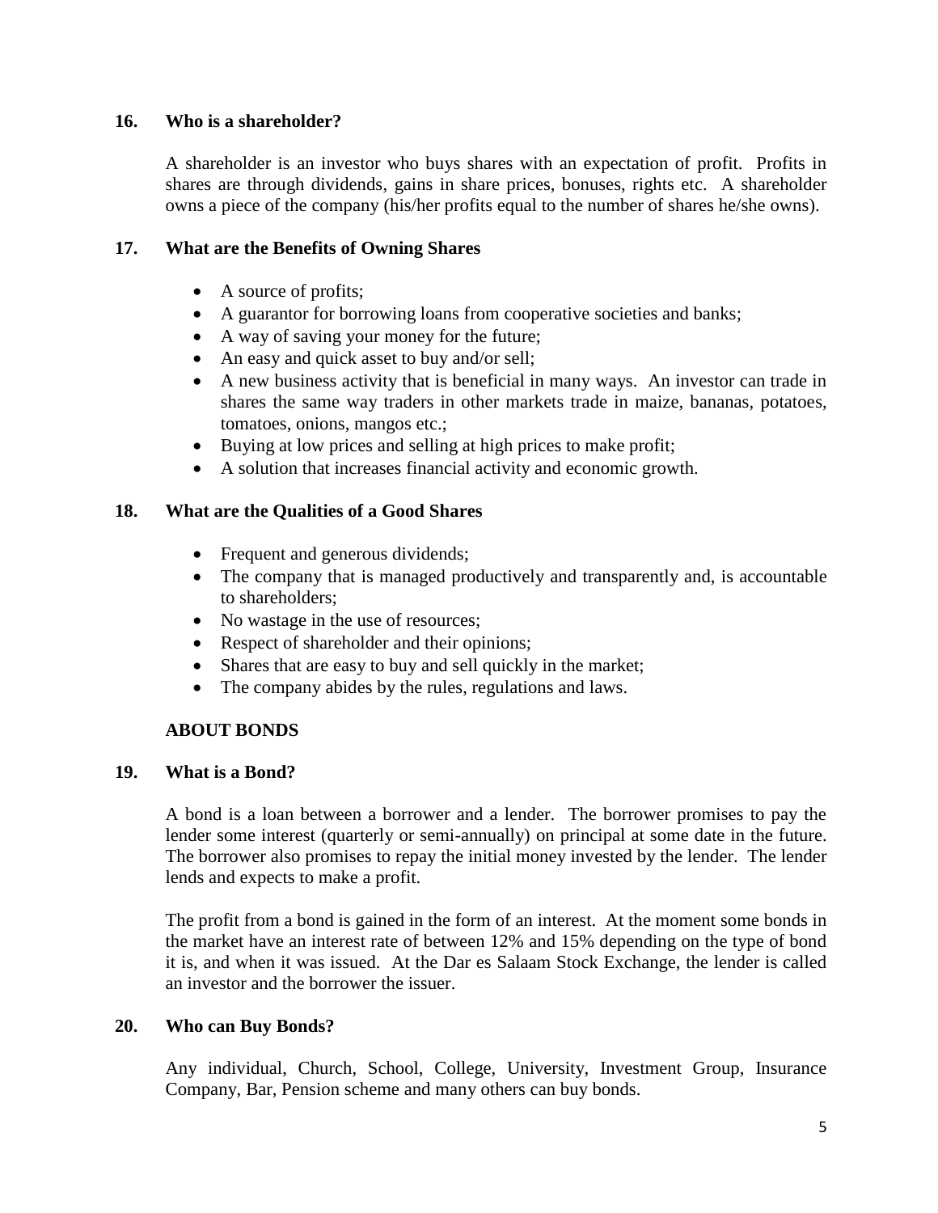### 16. Who is a shareholder?

A shareholder is an investor who buys shares with an expectation of profit. Profits in shares are through dividends, gains in share prices, bonuses, rights etc. A shareholder owns a piece of the company (his/her profits equal to the number of shares he/she owns).

### 17. What are the Benefits of Owning Shares

- A source of profits;
- A guarantor for borrowing loans from cooperative societies and banks;
- A way of saving your money for the future;
- An easy and quick asset to buy and/or sell;
- A new business activity that is beneficial in many ways. An investor can trade in shares the same way traders in other markets trade in maize, bananas, potatoes, tomatoes, onions, mangos etc.;
- Buying at low prices and selling at high prices to make profit;
- A solution that increases financial activity and economic growth.

### 18. What are the Qualities of a Good Shares

- Frequent and generous dividends;
- The company that is managed productively and transparently and, is accountable to shareholders;
- No wastage in the use of resources;
- Respect of shareholder and their opinions;
- Shares that are easy to buy and sell quickly in the market;
- The company abides by the rules, regulations and laws.

## ABOUT BONDS

### 19. What is a Bond?

A bond is a loan between a borrower and a lender. The borrower promises to pay the lender some interest (quarterly or semi-annually) on principal at some date in the future. The borrower also promises to repay the initial money invested by the lender. The lender lends and expects to make a profit.

The profit from a bond is gained in the form of an interest. At the moment some bonds in the market have an interest rate of between 12% and 15% depending on the type of bond it is, and when it was issued. At the Dar es Salaam Stock Exchange, the lender is called an investor and the borrower the issuer.

### 20. Who can Buy Bonds?

Any individual, Church, School, College, University, Investment Group, Insurance Company, Bar, Pension scheme and many others can buy bonds.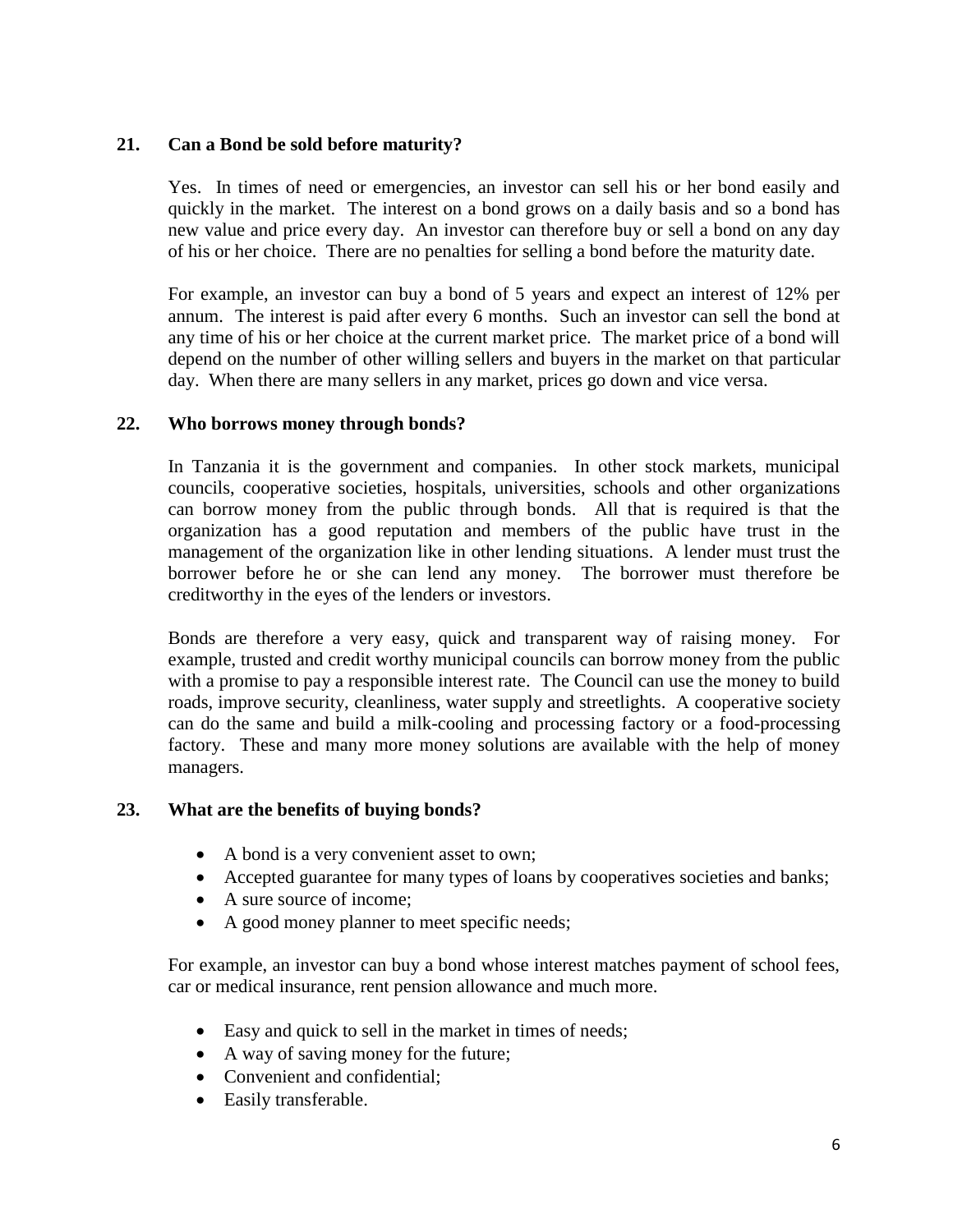**21. Can a Bond be sold before maturity?**

Yes. In times of need or emergencies, an investor can sell his or her bond easily and quickly in the market. The interest on a bond grows on a daily basis and so a bond has new value and price every day. An investor can therefore buy or sell a bond on any day of his or her choice. There are no penalties for selling a bond before the maturity date.

For example, an investor can buy a bond of 5 years and expect an interest of 12% per annum. The interest is paid after every 6 months. Such an investor can sell the bond at any time of his or her choice at the current market price. The market price of a bond will depend on the number of other willing sellers and buyers in the market on that particular day. When there are many sellers in any market, prices go down and vice versa.

**22. Who borrows money through bonds?**

In Tanzania it is the government and companies. In other stock markets, municipal councils, cooperative societies, hospitals, universities, schools and other organizations can borrow money from the public through bonds. All that is required is that the organization has a good reputation and members of the public have trust in the management of the organization like in other lending situations. A lender must trust the borrower before he or she can lend any money. The borrower must therefore be creditworthy in the eyes of the lenders or investors.

Bonds are therefore a very easy, quick and transparent way of raising money. For example, trusted and credit worthy municipal councils can borrow money from the public with a promise to pay a responsible interest rate. The Council can use the money to build roads, improve security, cleanliness, water supply and streetlights. A cooperative society can do the same and build a milk-cooling and processing factory or a food-processing factory. These and many more money solutions are available with the help of money managers.

**23. What are the benefits of buying bonds?**

- A bond is a very convenient asset to own;
- Accepted guarantee for many types of loans by cooperatives societies and banks;
- A sure source of income;
- A good money planner to meet specific needs;

For example, an investor can buy a bond whose interest matches payment of school fees, car or medical insurance, rent pension allowance and much more.

- Easy and quick to sell in the market in times of needs;
- A way of saving money for the future;
- Convenient and confidential;
- Easily transferable.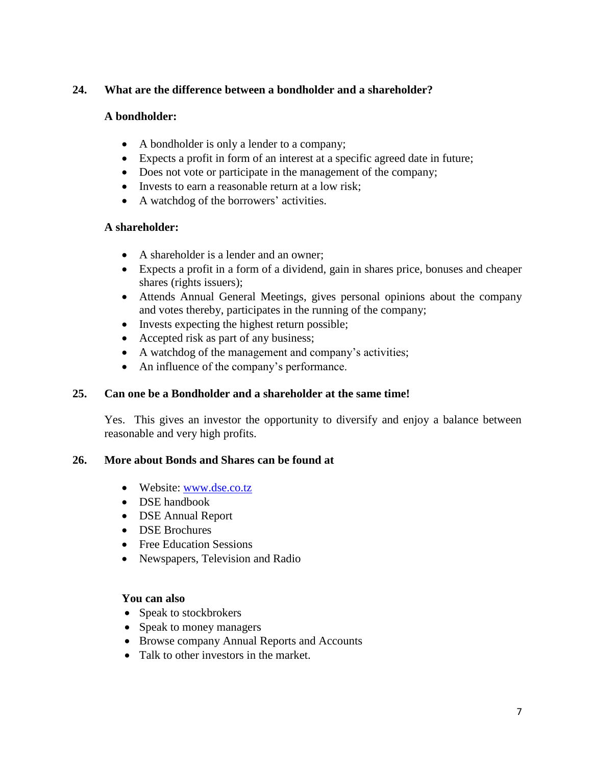## 24. What are the difference between a bondholder and a shareholder?

**A bondholder:**

- A bondholder is only a lender to a company;
- Expects a profit in form of an interest at a specific agreed date in future;
- Does not vote or participate in the management of the company;
- Invests to earn a reasonable return at a low risk;
- A watchdog of the borrowers' activities.

**A shareholder:**

- A shareholder is a lender and an owner;
- Expects a profit in a form of a dividend, gain in shares price, bonuses and cheaper shares (rights issuers);
- Attends Annual General Meetings, gives personal opinions about the company and votes thereby, participates in the running of the company;
- Invests expecting the highest return possible;
- Accepted risk as part of any business;
- A watchdog of the management and company's activities;
- An influence of the company's performance.

## 25. Can one be a Bondholder and a shareholder at the same time!

Yes. This gives an investor the opportunity to diversify and enjoy a balance between reasonable and very high profits.

## 26. More about Bonds and Shares can be found at

- Website: www.dse.co.tz
- DSE handbook
- DSE Annual Report
- DSE Brochures
- Free Education Sessions
- Newspapers, Television and Radio

**You can also**

- Speak to stockbrokers
- Speak to money managers
- Browse company Annual Reports and Accounts
- Talk to other investors in the market.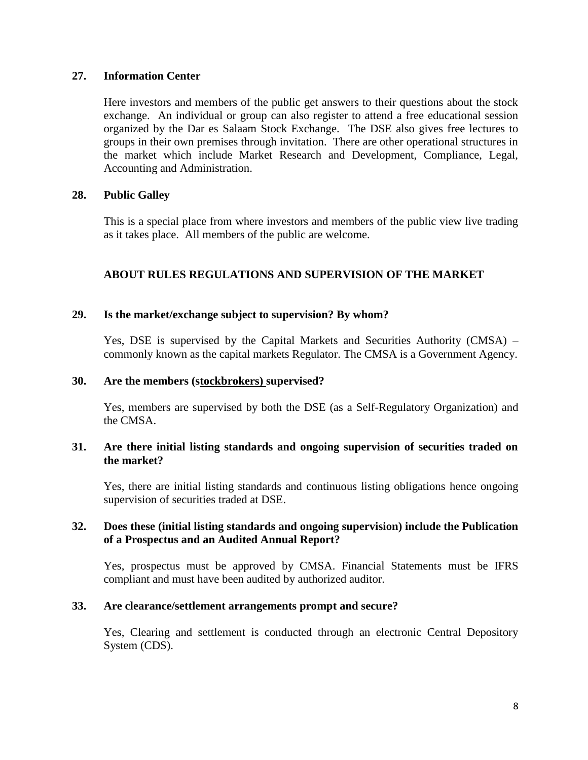### 27. Information Center

Here investors and members of the public get answers to their questions about the stock exchange. An individual or group can also register to attend a free educational session organized by the Dar es Salaam Stock Exchange. The DSE also gives free lectures to groups in their own premises through invitation. There are other operational structures in the market which include Market Research and Development, Compliance, Legal, Accounting and Administration.

### 28. Public Galley

This is a special place from where investors and members of the public view live trading as it takes place. All members of the public are welcome.

## ABOUT RULES REGULATIONS AND SUPERVISION OF THE MARKET

### 29. Is the market/exchange subject to supervision? By whom?

Yes, DSE is supervised by the Capital Markets and Securities Authority (CMSA) – commonly known as the capital markets Regulator. The CMSA is a Government Agency.

### 30. Are the members (stockbrokers) supervised?

Yes, members are supervised by both the DSE (as a Self-Regulatory Organization) and the CMSA.

### 31. Are there initial listing standards and ongoing supervision of securities traded on the market?

Yes, there are initial listing standards and continuous listing obligations hence ongoing supervision of securities traded at DSE.

### 32. Does these (initial listing standards and ongoing supervision) include the Publication of a Prospectus and an Audited Annual Report?

Yes, prospectus must be approved by CMSA. Financial Statements must be IFRS compliant and must have been audited by authorized auditor.

### 33. Are clearance/settlement arrangements prompt and secure?

Yes, Clearing and settlement is conducted through an electronic Central Depository System (CDS).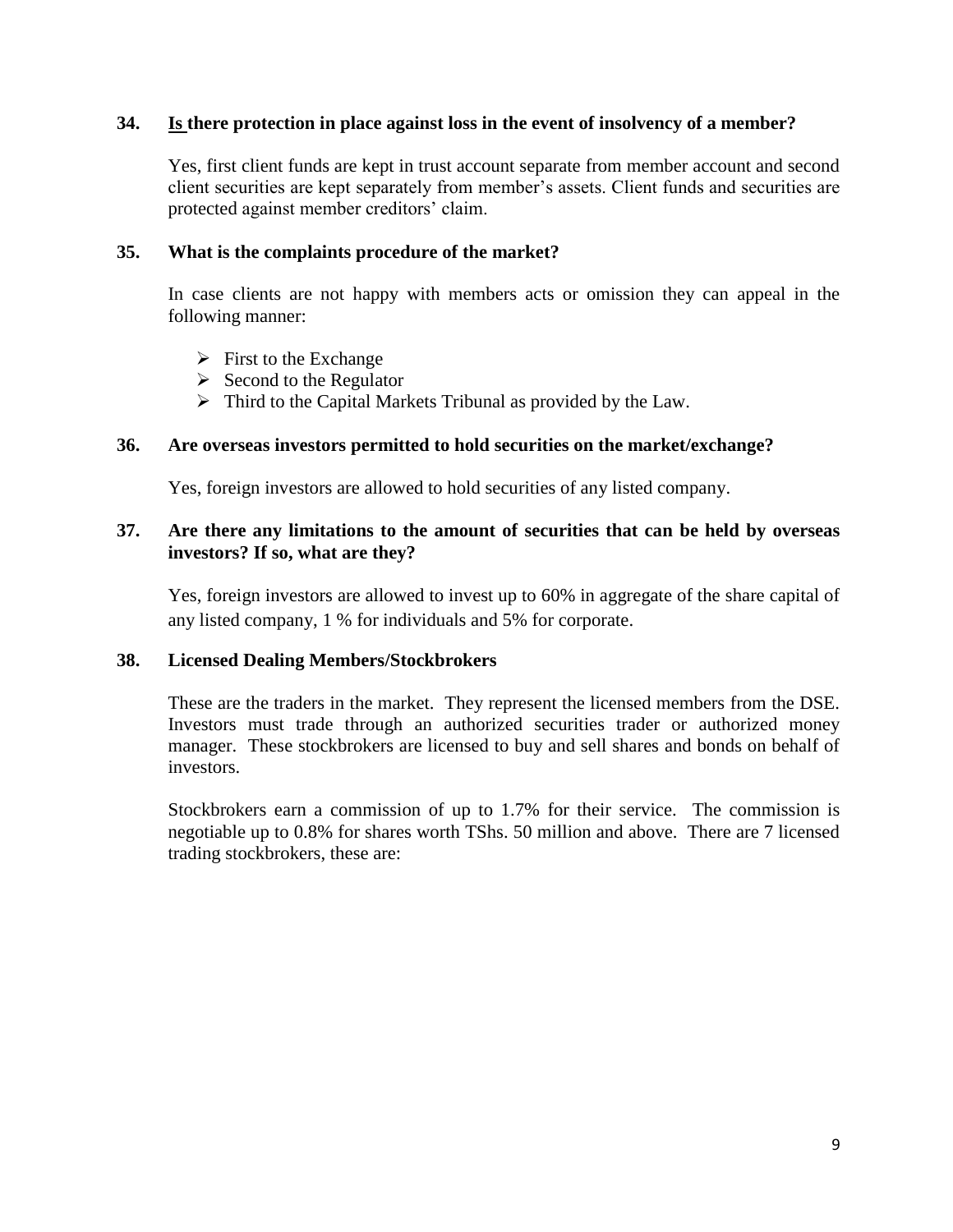### 34. Is there protection in place against loss in the event of insolvency of a member?

Yes, first client funds are kept in trust account separate from member account and second client securities are kept separately from member's assets. Client funds and securities are protected against member creditors' claim.

### 35. What is the complaints procedure of the market?

In case clients are not happy with members acts or omission they can appeal in the following manner:

- First to the Exchange
- Second to the Regulator
- Third to the Capital Markets Tribunal as provided by the Law.

### 36. Are overseas investors permitted to hold securities on the market/exchange?

Yes, foreign investors are allowed to hold securities of any listed company.

### 37. Are there any limitations to the amount of securities that can be held by overseas investors? If so, what are they?

Yes, foreign investors are allowed to invest up to 60% in aggregate of the share capital of any listed company, 1 % for individuals and 5% for corporate.

### 38. Licensed Dealing Members/Stockbrokers

These are the traders in the market. They represent the licensed members from the DSE. Investors must trade through an authorized securities trader or authorized money manager. These stockbrokers are licensed to buy and sell shares and bonds on behalf of investors.

Stockbrokers earn a commission of up to 1.7% for their service. The commission is negotiable up to 0.8% for shares worth TShs. 50 million and above. There are 7 licensed trading stockbrokers, these are: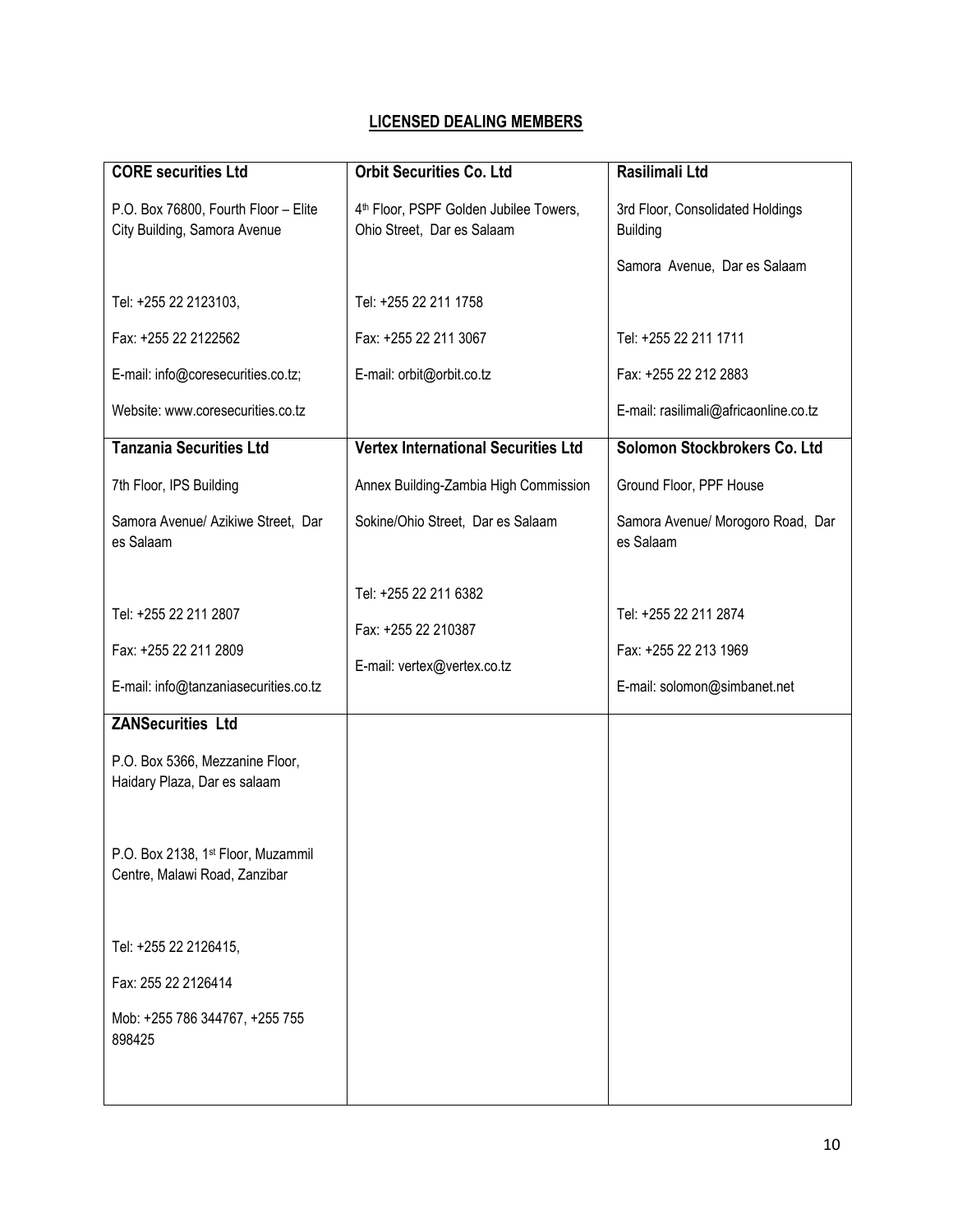## LICENSED DEALING MEMBERS

| **CORE securities Ltd** | **Orbit Securities Co. Ltd** | **Rasilimali Ltd** |
|---|---|---|
| P.O. Box 76800, Fourth Floor – Elite City Building, Samora Avenue<br><br>Tel: +255 22 2123103,<br>Fax: +255 22 2122562<br>E-mail: info@coresecurities.co.tz;<br>Website: www.coresecurities.co.tz | 4th Floor, PSPF Golden Jubilee Towers, Ohio Street, Dar es Salaam<br><br>Tel: +255 22 211 1758<br>Fax: +255 22 211 3067<br>E-mail: orbit@orbit.co.tz | 3rd Floor, Consolidated Holdings Building<br>Samora Avenue, Dar es Salaam<br><br>Tel: +255 22 211 1711<br>Fax: +255 22 212 2883<br>E-mail: rasilimali@africaonline.co.tz |
| **Tanzania Securities Ltd** | **Vertex International Securities Ltd** | **Solomon Stockbrokers Co. Ltd** |
| 7th Floor, IPS Building<br>Samora Avenue/ Azikiwe Street, Dar es Salaam<br><br>Tel: +255 22 211 2807<br>Fax: +255 22 211 2809<br>E-mail: info@tanzaniasecurities.co.tz | Annex Building-Zambia High Commission<br>Sokine/Ohio Street, Dar es Salaam<br><br>Tel: +255 22 211 6382<br>Fax: +255 22 210387<br>E-mail: vertex@vertex.co.tz | Ground Floor, PPF House<br>Samora Avenue/ Morogoro Road, Dar es Salaam<br><br>Tel: +255 22 211 2874<br>Fax: +255 22 213 1969<br>E-mail: solomon@simbanet.net |
| **ZANSecurities Ltd** | | |
| P.O. Box 5366, Mezzanine Floor, Haidary Plaza, Dar es salaam<br><br>P.O. Box 2138, 1st Floor, Muzammil Centre, Malawi Road, Zanzibar<br><br>Tel: +255 22 2126415,<br>Fax: 255 22 2126414<br>Mob: +255 786 344767, +255 755 898425 | | |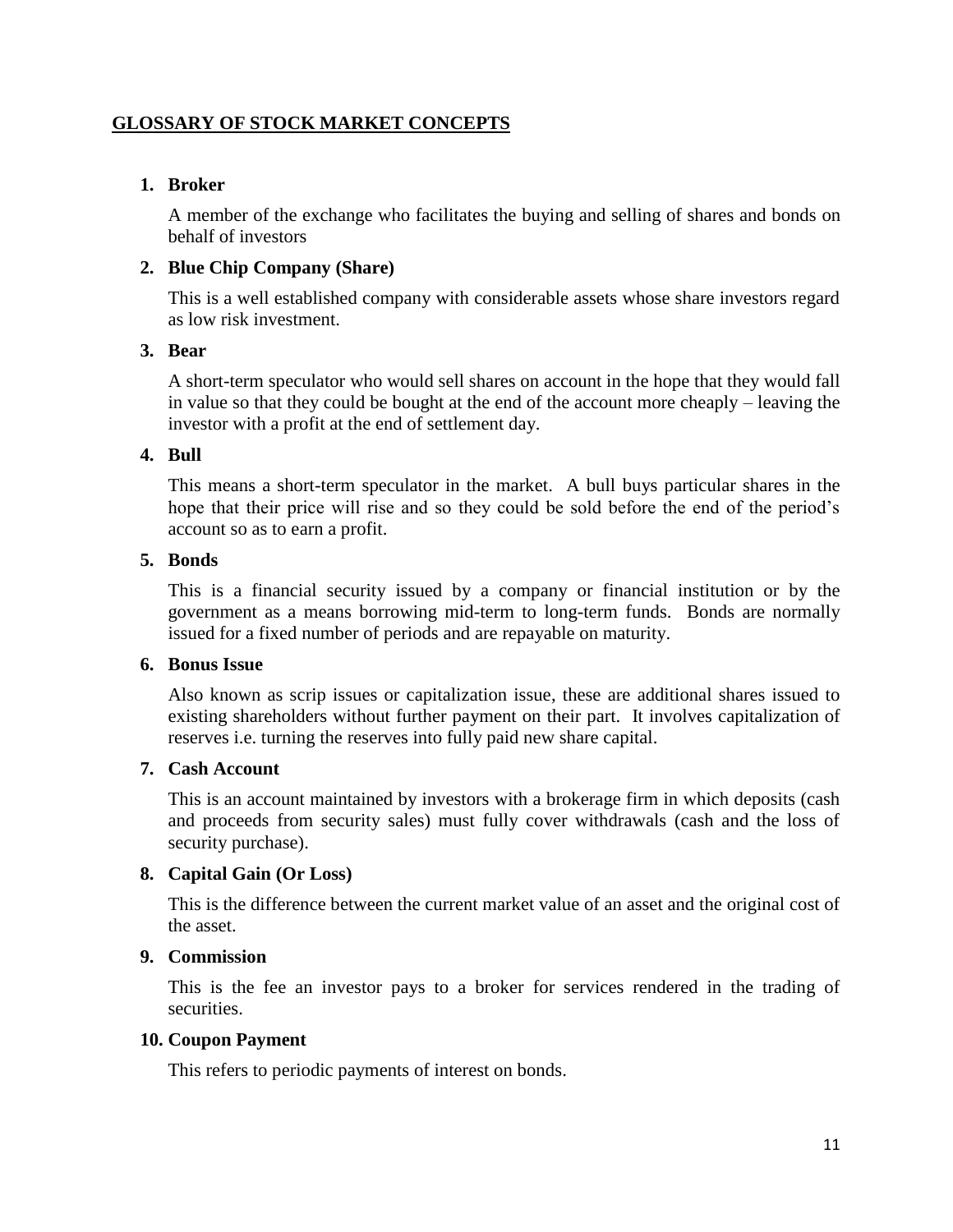## GLOSSARY OF STOCK MARKET CONCEPTS

1. **Broker**

   A member of the exchange who facilitates the buying and selling of shares and bonds on behalf of investors

2. **Blue Chip Company (Share)**

   This is a well established company with considerable assets whose share investors regard as low risk investment.

3. **Bear**

   A short-term speculator who would sell shares on account in the hope that they would fall in value so that they could be bought at the end of the account more cheaply – leaving the investor with a profit at the end of settlement day.

4. **Bull**

   This means a short-term speculator in the market. A bull buys particular shares in the hope that their price will rise and so they could be sold before the end of the period's account so as to earn a profit.

5. **Bonds**

   This is a financial security issued by a company or financial institution or by the government as a means borrowing mid-term to long-term funds. Bonds are normally issued for a fixed number of periods and are repayable on maturity.

6. **Bonus Issue**

   Also known as scrip issues or capitalization issue, these are additional shares issued to existing shareholders without further payment on their part. It involves capitalization of reserves i.e. turning the reserves into fully paid new share capital.

7. **Cash Account**

   This is an account maintained by investors with a brokerage firm in which deposits (cash and proceeds from security sales) must fully cover withdrawals (cash and the loss of security purchase).

8. **Capital Gain (Or Loss)**

   This is the difference between the current market value of an asset and the original cost of the asset.

9. **Commission**

   This is the fee an investor pays to a broker for services rendered in the trading of securities.

10. **Coupon Payment**

    This refers to periodic payments of interest on bonds.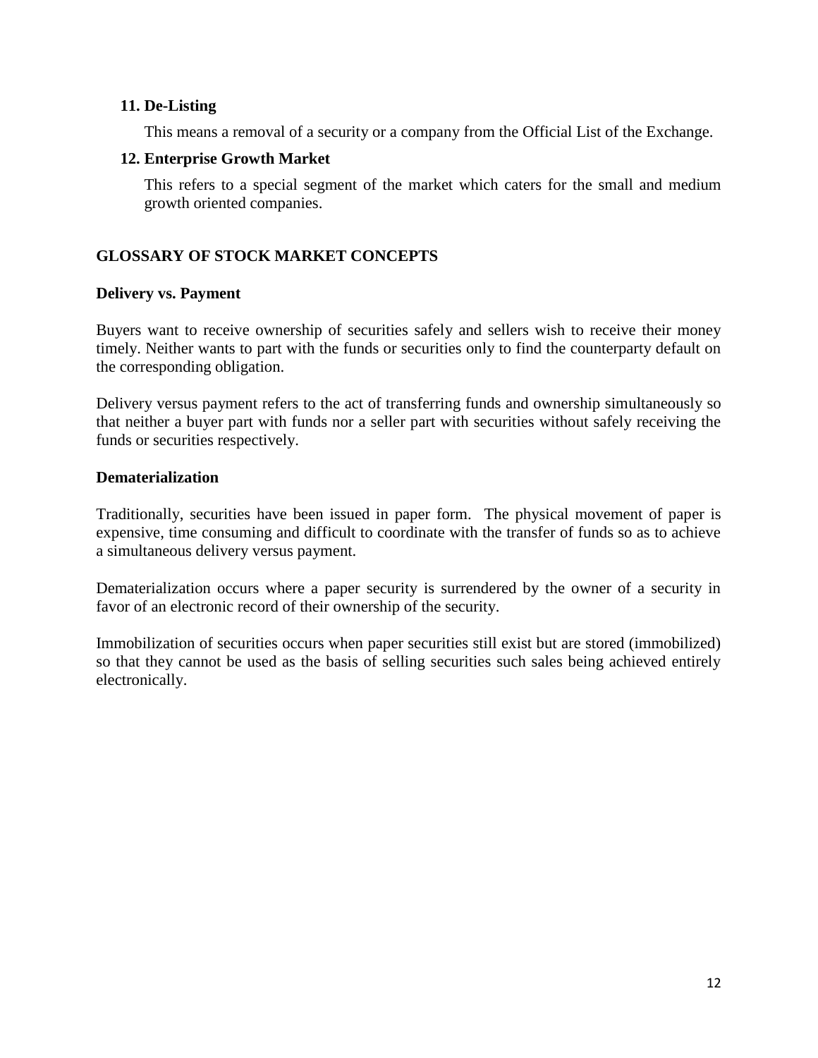**11. De-Listing**

This means a removal of a security or a company from the Official List of the Exchange.

**12. Enterprise Growth Market**

This refers to a special segment of the market which caters for the small and medium growth oriented companies.

## GLOSSARY OF STOCK MARKET CONCEPTS

### Delivery vs. Payment

Buyers want to receive ownership of securities safely and sellers wish to receive their money timely. Neither wants to part with the funds or securities only to find the counterparty default on the corresponding obligation.

Delivery versus payment refers to the act of transferring funds and ownership simultaneously so that neither a buyer part with funds nor a seller part with securities without safely receiving the funds or securities respectively.

### Dematerialization

Traditionally, securities have been issued in paper form. The physical movement of paper is expensive, time consuming and difficult to coordinate with the transfer of funds so as to achieve a simultaneous delivery versus payment.

Dematerialization occurs where a paper security is surrendered by the owner of a security in favor of an electronic record of their ownership of the security.

Immobilization of securities occurs when paper securities still exist but are stored (immobilized) so that they cannot be used as the basis of selling securities such sales being achieved entirely electronically.